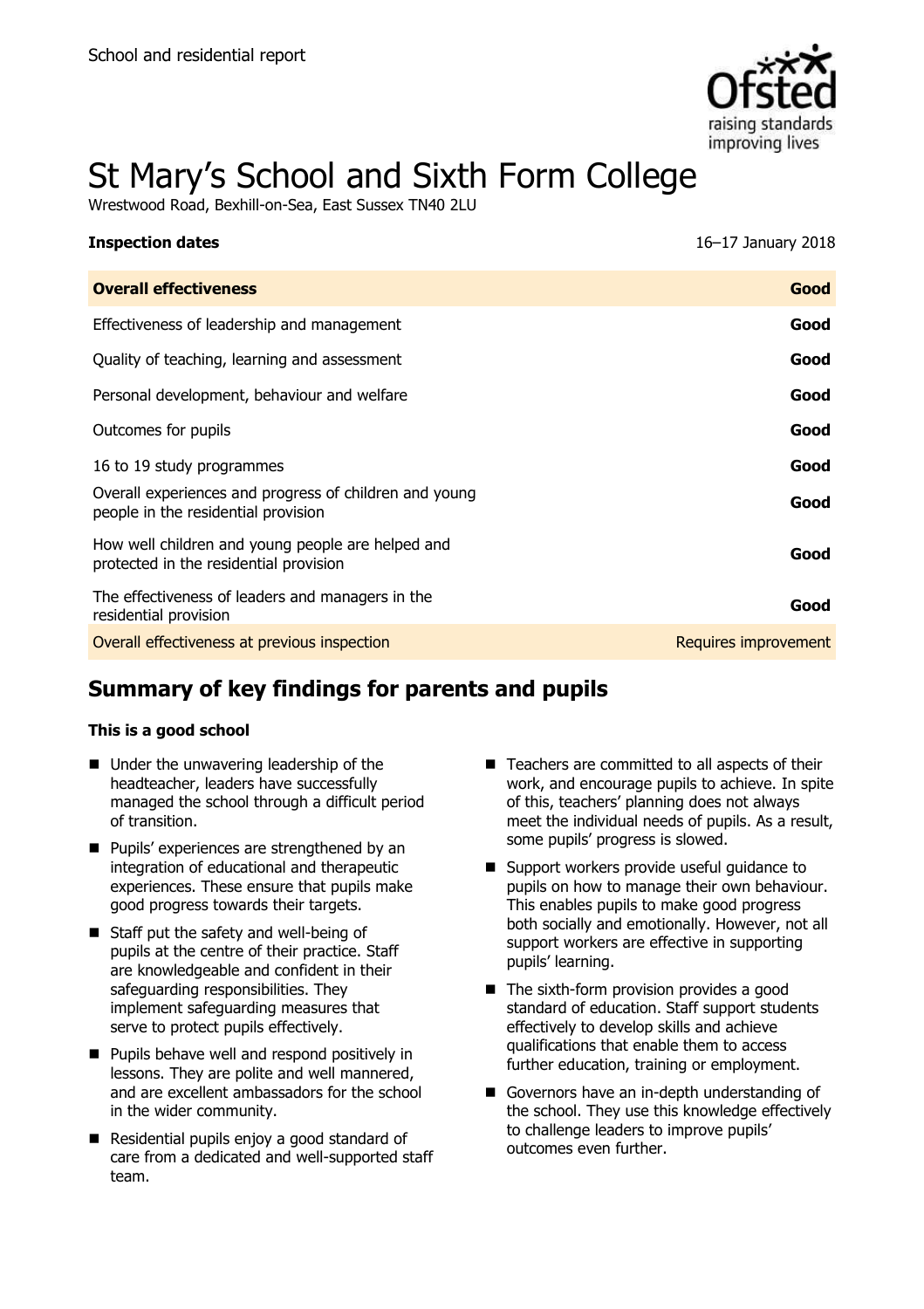School and residential report

# St Mary's School and Sixth Form College

Wrestwood Road, Bexhill-on-Sea, East Sussex TN40 2LU

**Inspection dates** 16–17 January 2018

| **Overall effectiveness** | **Good** |
| --- | --- |
| Effectiveness of leadership and management | **Good** |
| Quality of teaching, learning and assessment | **Good** |
| Personal development, behaviour and welfare | **Good** |
| Outcomes for pupils | **Good** |
| 16 to 19 study programmes | **Good** |
| Overall experiences and progress of children and young people in the residential provision | **Good** |
| How well children and young people are helped and protected in the residential provision | **Good** |
| The effectiveness of leaders and managers in the residential provision | **Good** |
| Overall effectiveness at previous inspection | Requires improvement |

## Summary of key findings for parents and pupils

**This is a good school**

- Under the unwavering leadership of the headteacher, leaders have successfully managed the school through a difficult period of transition.
- Pupils' experiences are strengthened by an integration of educational and therapeutic experiences. These ensure that pupils make good progress towards their targets.
- Staff put the safety and well-being of pupils at the centre of their practice. Staff are knowledgeable and confident in their safeguarding responsibilities. They implement safeguarding measures that serve to protect pupils effectively.
- Pupils behave well and respond positively in lessons. They are polite and well mannered, and are excellent ambassadors for the school in the wider community.
- Residential pupils enjoy a good standard of care from a dedicated and well-supported staff team.
- Teachers are committed to all aspects of their work, and encourage pupils to achieve. In spite of this, teachers' planning does not always meet the individual needs of pupils. As a result, some pupils' progress is slowed.
- Support workers provide useful guidance to pupils on how to manage their own behaviour. This enables pupils to make good progress both socially and emotionally. However, not all support workers are effective in supporting pupils' learning.
- The sixth-form provision provides a good standard of education. Staff support students effectively to develop skills and achieve qualifications that enable them to access further education, training or employment.
- Governors have an in-depth understanding of the school. They use this knowledge effectively to challenge leaders to improve pupils' outcomes even further.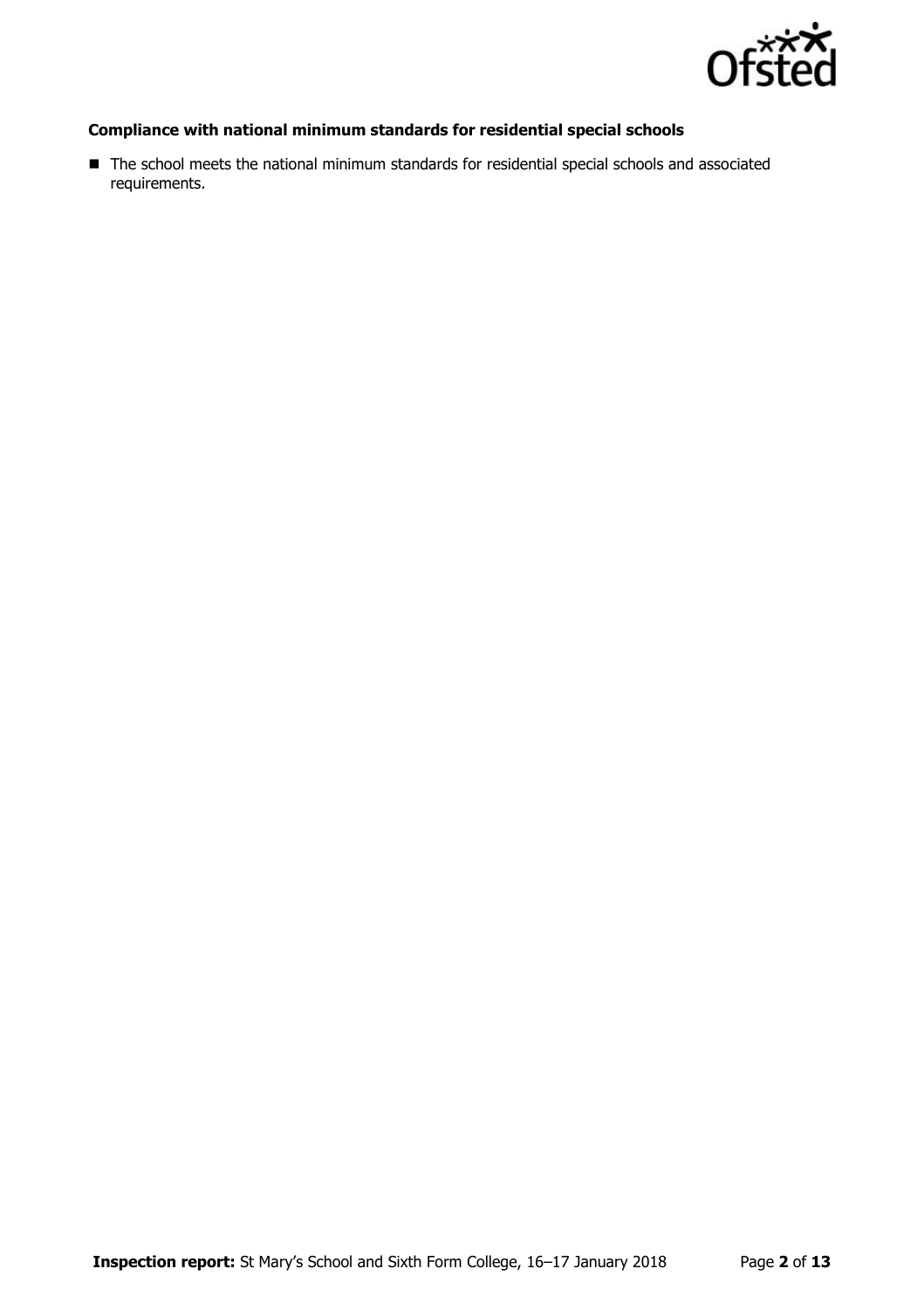**Compliance with national minimum standards for residential special schools**

- The school meets the national minimum standards for residential special schools and associated requirements.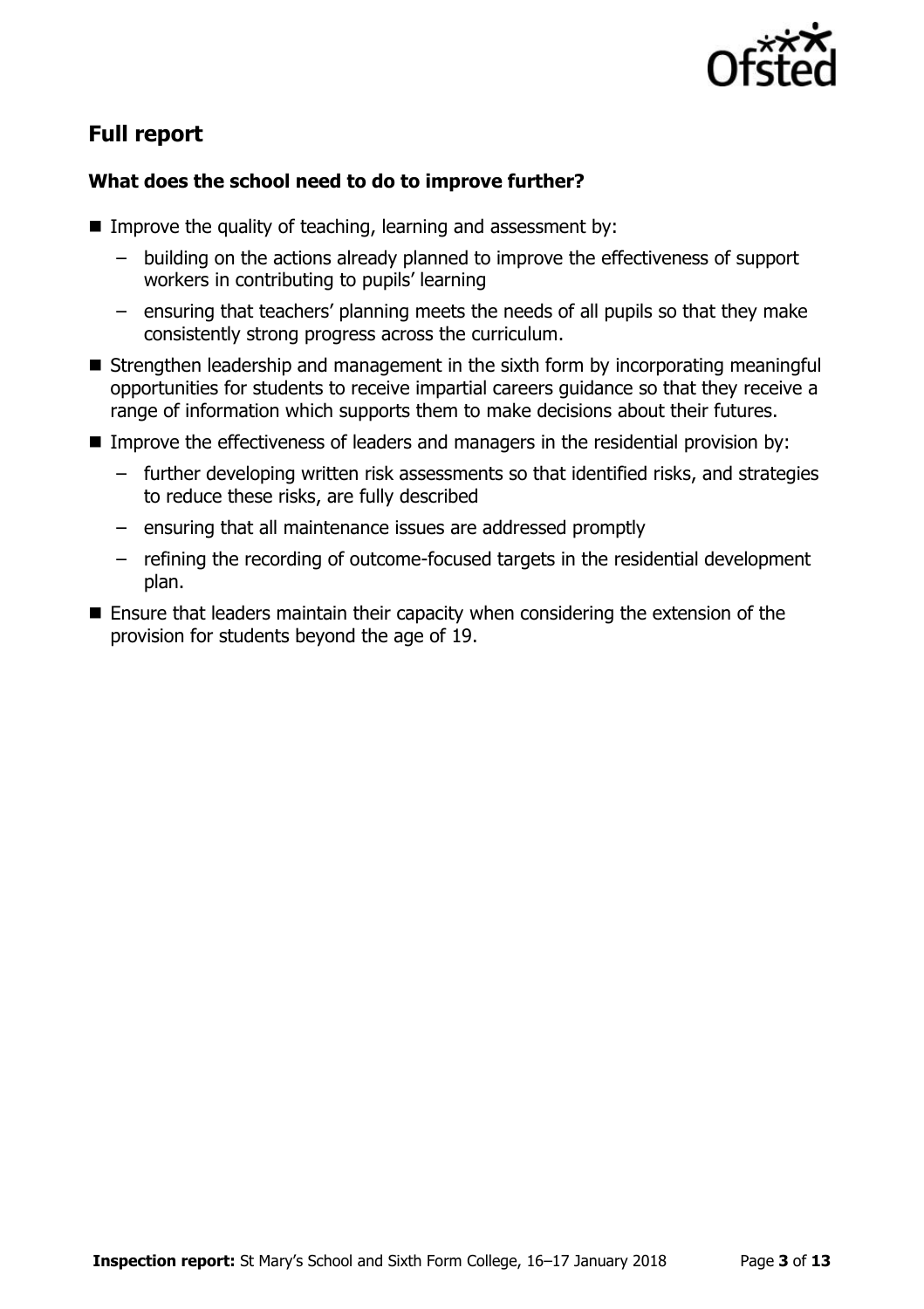## Full report

### What does the school need to do to improve further?

- Improve the quality of teaching, learning and assessment by:
  - building on the actions already planned to improve the effectiveness of support workers in contributing to pupils' learning
  - ensuring that teachers' planning meets the needs of all pupils so that they make consistently strong progress across the curriculum.
- Strengthen leadership and management in the sixth form by incorporating meaningful opportunities for students to receive impartial careers guidance so that they receive a range of information which supports them to make decisions about their futures.
- Improve the effectiveness of leaders and managers in the residential provision by:
  - further developing written risk assessments so that identified risks, and strategies to reduce these risks, are fully described
  - ensuring that all maintenance issues are addressed promptly
  - refining the recording of outcome-focused targets in the residential development plan.
- Ensure that leaders maintain their capacity when considering the extension of the provision for students beyond the age of 19.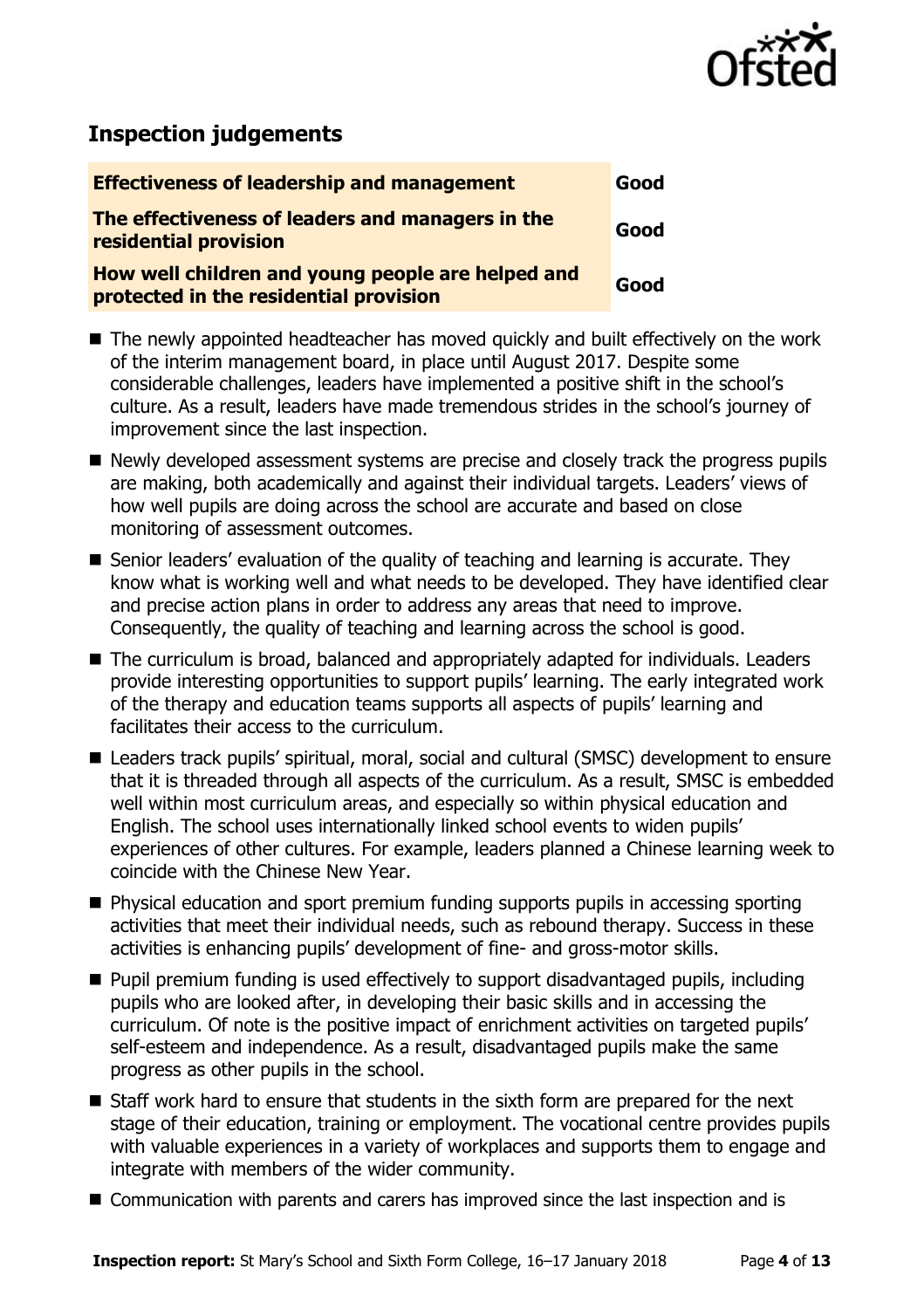## Inspection judgements

| Effectiveness of leadership and management | Good |
| --- | --- |
| The effectiveness of leaders and managers in the residential provision | Good |
| How well children and young people are helped and protected in the residential provision | Good |

- The newly appointed headteacher has moved quickly and built effectively on the work of the interim management board, in place until August 2017. Despite some considerable challenges, leaders have implemented a positive shift in the school's culture. As a result, leaders have made tremendous strides in the school's journey of improvement since the last inspection.
- Newly developed assessment systems are precise and closely track the progress pupils are making, both academically and against their individual targets. Leaders' views of how well pupils are doing across the school are accurate and based on close monitoring of assessment outcomes.
- Senior leaders' evaluation of the quality of teaching and learning is accurate. They know what is working well and what needs to be developed. They have identified clear and precise action plans in order to address any areas that need to improve. Consequently, the quality of teaching and learning across the school is good.
- The curriculum is broad, balanced and appropriately adapted for individuals. Leaders provide interesting opportunities to support pupils' learning. The early integrated work of the therapy and education teams supports all aspects of pupils' learning and facilitates their access to the curriculum.
- Leaders track pupils' spiritual, moral, social and cultural (SMSC) development to ensure that it is threaded through all aspects of the curriculum. As a result, SMSC is embedded well within most curriculum areas, and especially so within physical education and English. The school uses internationally linked school events to widen pupils' experiences of other cultures. For example, leaders planned a Chinese learning week to coincide with the Chinese New Year.
- Physical education and sport premium funding supports pupils in accessing sporting activities that meet their individual needs, such as rebound therapy. Success in these activities is enhancing pupils' development of fine- and gross-motor skills.
- Pupil premium funding is used effectively to support disadvantaged pupils, including pupils who are looked after, in developing their basic skills and in accessing the curriculum. Of note is the positive impact of enrichment activities on targeted pupils' self-esteem and independence. As a result, disadvantaged pupils make the same progress as other pupils in the school.
- Staff work hard to ensure that students in the sixth form are prepared for the next stage of their education, training or employment. The vocational centre provides pupils with valuable experiences in a variety of workplaces and supports them to engage and integrate with members of the wider community.
- Communication with parents and carers has improved since the last inspection and is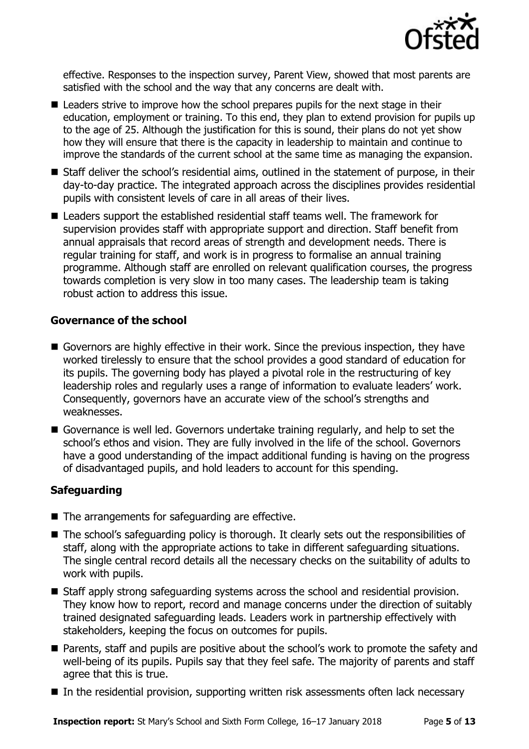effective. Responses to the inspection survey, Parent View, showed that most parents are satisfied with the school and the way that any concerns are dealt with.

- Leaders strive to improve how the school prepares pupils for the next stage in their education, employment or training. To this end, they plan to extend provision for pupils up to the age of 25. Although the justification for this is sound, their plans do not yet show how they will ensure that there is the capacity in leadership to maintain and continue to improve the standards of the current school at the same time as managing the expansion.
- Staff deliver the school's residential aims, outlined in the statement of purpose, in their day-to-day practice. The integrated approach across the disciplines provides residential pupils with consistent levels of care in all areas of their lives.
- Leaders support the established residential staff teams well. The framework for supervision provides staff with appropriate support and direction. Staff benefit from annual appraisals that record areas of strength and development needs. There is regular training for staff, and work is in progress to formalise an annual training programme. Although staff are enrolled on relevant qualification courses, the progress towards completion is very slow in too many cases. The leadership team is taking robust action to address this issue.

### Governance of the school

- Governors are highly effective in their work. Since the previous inspection, they have worked tirelessly to ensure that the school provides a good standard of education for its pupils. The governing body has played a pivotal role in the restructuring of key leadership roles and regularly uses a range of information to evaluate leaders' work. Consequently, governors have an accurate view of the school's strengths and weaknesses.
- Governance is well led. Governors undertake training regularly, and help to set the school's ethos and vision. They are fully involved in the life of the school. Governors have a good understanding of the impact additional funding is having on the progress of disadvantaged pupils, and hold leaders to account for this spending.

### Safeguarding

- The arrangements for safeguarding are effective.
- The school's safeguarding policy is thorough. It clearly sets out the responsibilities of staff, along with the appropriate actions to take in different safeguarding situations. The single central record details all the necessary checks on the suitability of adults to work with pupils.
- Staff apply strong safeguarding systems across the school and residential provision. They know how to report, record and manage concerns under the direction of suitably trained designated safeguarding leads. Leaders work in partnership effectively with stakeholders, keeping the focus on outcomes for pupils.
- Parents, staff and pupils are positive about the school's work to promote the safety and well-being of its pupils. Pupils say that they feel safe. The majority of parents and staff agree that this is true.
- In the residential provision, supporting written risk assessments often lack necessary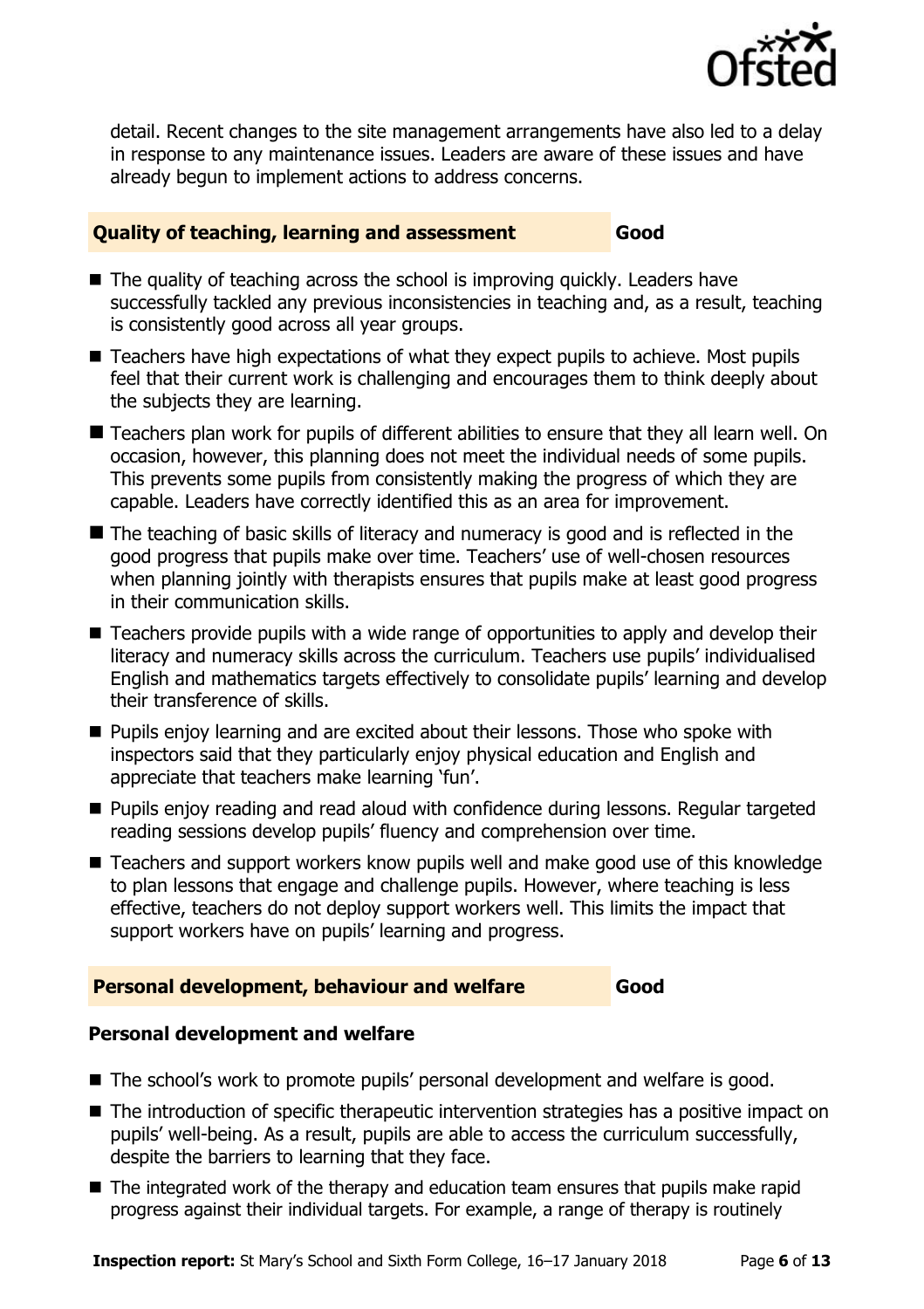detail. Recent changes to the site management arrangements have also led to a delay in response to any maintenance issues. Leaders are aware of these issues and have already begun to implement actions to address concerns.

## Quality of teaching, learning and assessment — Good

- The quality of teaching across the school is improving quickly. Leaders have successfully tackled any previous inconsistencies in teaching and, as a result, teaching is consistently good across all year groups.
- Teachers have high expectations of what they expect pupils to achieve. Most pupils feel that their current work is challenging and encourages them to think deeply about the subjects they are learning.
- Teachers plan work for pupils of different abilities to ensure that they all learn well. On occasion, however, this planning does not meet the individual needs of some pupils. This prevents some pupils from consistently making the progress of which they are capable. Leaders have correctly identified this as an area for improvement.
- The teaching of basic skills of literacy and numeracy is good and is reflected in the good progress that pupils make over time. Teachers' use of well-chosen resources when planning jointly with therapists ensures that pupils make at least good progress in their communication skills.
- Teachers provide pupils with a wide range of opportunities to apply and develop their literacy and numeracy skills across the curriculum. Teachers use pupils' individualised English and mathematics targets effectively to consolidate pupils' learning and develop their transference of skills.
- Pupils enjoy learning and are excited about their lessons. Those who spoke with inspectors said that they particularly enjoy physical education and English and appreciate that teachers make learning 'fun'.
- Pupils enjoy reading and read aloud with confidence during lessons. Regular targeted reading sessions develop pupils' fluency and comprehension over time.
- Teachers and support workers know pupils well and make good use of this knowledge to plan lessons that engage and challenge pupils. However, where teaching is less effective, teachers do not deploy support workers well. This limits the impact that support workers have on pupils' learning and progress.

## Personal development, behaviour and welfare — Good

### Personal development and welfare

- The school's work to promote pupils' personal development and welfare is good.
- The introduction of specific therapeutic intervention strategies has a positive impact on pupils' well-being. As a result, pupils are able to access the curriculum successfully, despite the barriers to learning that they face.
- The integrated work of the therapy and education team ensures that pupils make rapid progress against their individual targets. For example, a range of therapy is routinely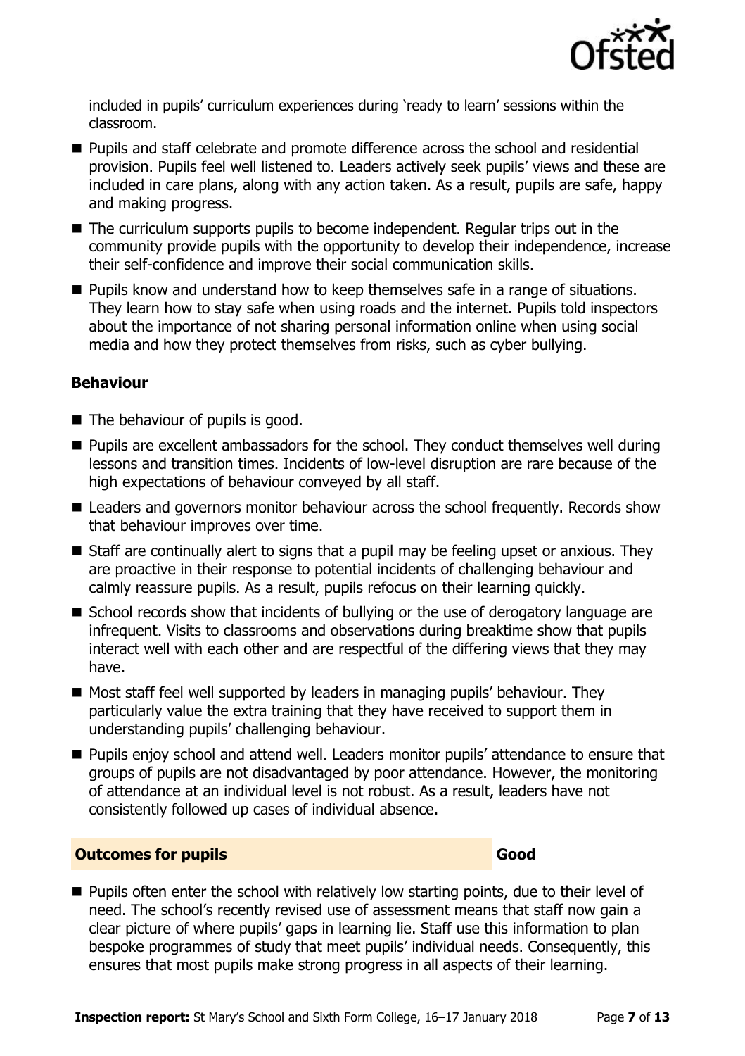included in pupils' curriculum experiences during 'ready to learn' sessions within the classroom.

- Pupils and staff celebrate and promote difference across the school and residential provision. Pupils feel well listened to. Leaders actively seek pupils' views and these are included in care plans, along with any action taken. As a result, pupils are safe, happy and making progress.
- The curriculum supports pupils to become independent. Regular trips out in the community provide pupils with the opportunity to develop their independence, increase their self-confidence and improve their social communication skills.
- Pupils know and understand how to keep themselves safe in a range of situations. They learn how to stay safe when using roads and the internet. Pupils told inspectors about the importance of not sharing personal information online when using social media and how they protect themselves from risks, such as cyber bullying.

### Behaviour

- The behaviour of pupils is good.
- Pupils are excellent ambassadors for the school. They conduct themselves well during lessons and transition times. Incidents of low-level disruption are rare because of the high expectations of behaviour conveyed by all staff.
- Leaders and governors monitor behaviour across the school frequently. Records show that behaviour improves over time.
- Staff are continually alert to signs that a pupil may be feeling upset or anxious. They are proactive in their response to potential incidents of challenging behaviour and calmly reassure pupils. As a result, pupils refocus on their learning quickly.
- School records show that incidents of bullying or the use of derogatory language are infrequent. Visits to classrooms and observations during breaktime show that pupils interact well with each other and are respectful of the differing views that they may have.
- Most staff feel well supported by leaders in managing pupils' behaviour. They particularly value the extra training that they have received to support them in understanding pupils' challenging behaviour.
- Pupils enjoy school and attend well. Leaders monitor pupils' attendance to ensure that groups of pupils are not disadvantaged by poor attendance. However, the monitoring of attendance at an individual level is not robust. As a result, leaders have not consistently followed up cases of individual absence.

## Outcomes for pupils — Good

- Pupils often enter the school with relatively low starting points, due to their level of need. The school's recently revised use of assessment means that staff now gain a clear picture of where pupils' gaps in learning lie. Staff use this information to plan bespoke programmes of study that meet pupils' individual needs. Consequently, this ensures that most pupils make strong progress in all aspects of their learning.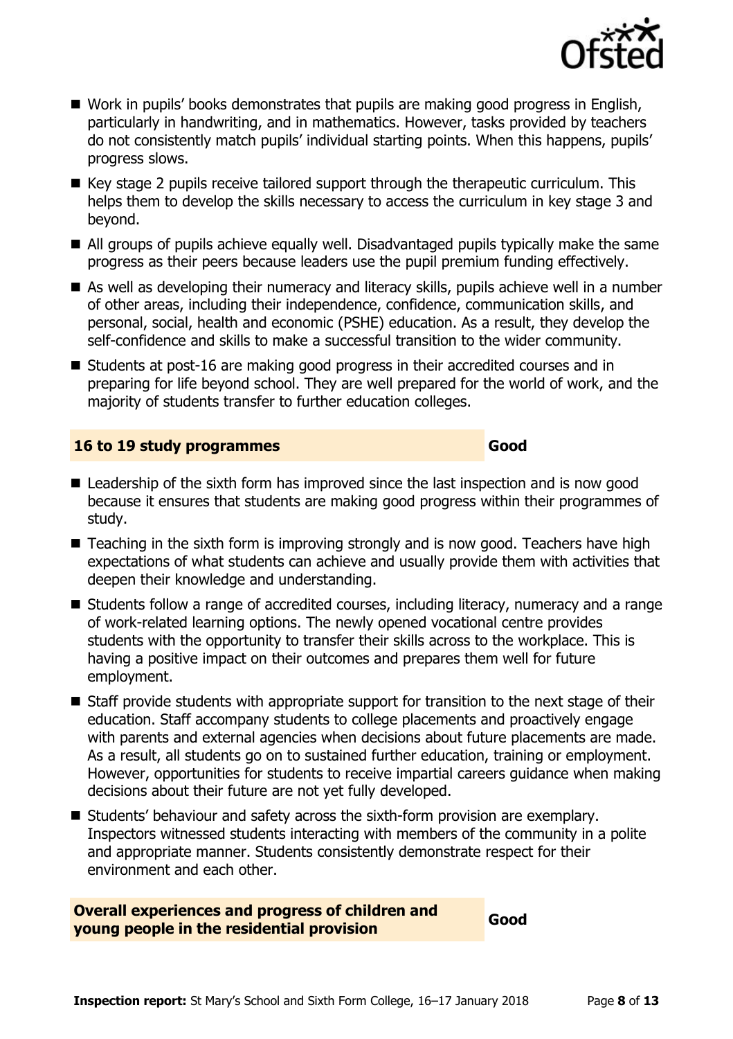- Work in pupils' books demonstrates that pupils are making good progress in English, particularly in handwriting, and in mathematics. However, tasks provided by teachers do not consistently match pupils' individual starting points. When this happens, pupils' progress slows.
- Key stage 2 pupils receive tailored support through the therapeutic curriculum. This helps them to develop the skills necessary to access the curriculum in key stage 3 and beyond.
- All groups of pupils achieve equally well. Disadvantaged pupils typically make the same progress as their peers because leaders use the pupil premium funding effectively.
- As well as developing their numeracy and literacy skills, pupils achieve well in a number of other areas, including their independence, confidence, communication skills, and personal, social, health and economic (PSHE) education. As a result, they develop the self-confidence and skills to make a successful transition to the wider community.
- Students at post-16 are making good progress in their accredited courses and in preparing for life beyond school. They are well prepared for the world of work, and the majority of students transfer to further education colleges.

## 16 to 19 study programmes — Good

- Leadership of the sixth form has improved since the last inspection and is now good because it ensures that students are making good progress within their programmes of study.
- Teaching in the sixth form is improving strongly and is now good. Teachers have high expectations of what students can achieve and usually provide them with activities that deepen their knowledge and understanding.
- Students follow a range of accredited courses, including literacy, numeracy and a range of work-related learning options. The newly opened vocational centre provides students with the opportunity to transfer their skills across to the workplace. This is having a positive impact on their outcomes and prepares them well for future employment.
- Staff provide students with appropriate support for transition to the next stage of their education. Staff accompany students to college placements and proactively engage with parents and external agencies when decisions about future placements are made. As a result, all students go on to sustained further education, training or employment. However, opportunities for students to receive impartial careers guidance when making decisions about their future are not yet fully developed.
- Students' behaviour and safety across the sixth-form provision are exemplary. Inspectors witnessed students interacting with members of the community in a polite and appropriate manner. Students consistently demonstrate respect for their environment and each other.

## Overall experiences and progress of children and young people in the residential provision — Good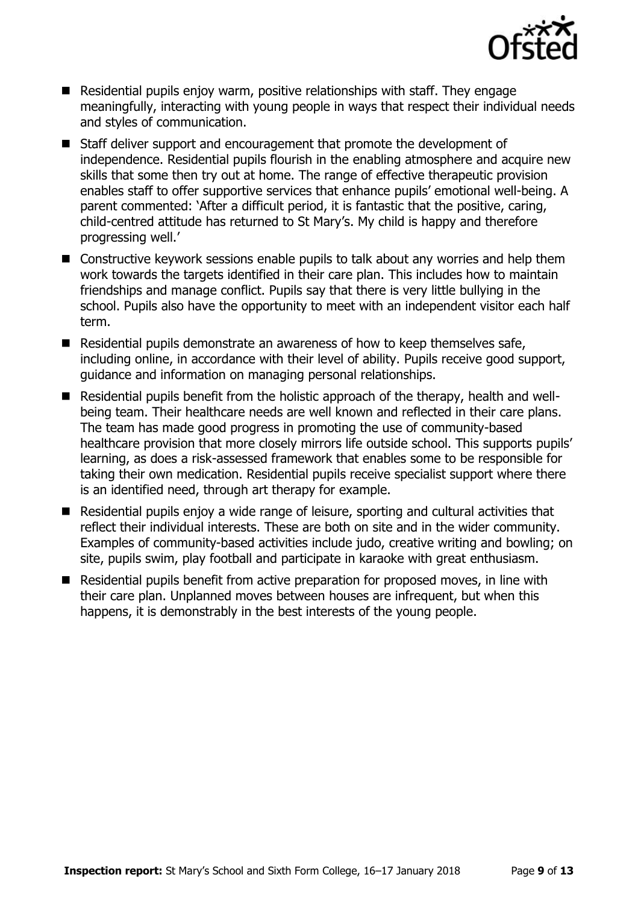- Residential pupils enjoy warm, positive relationships with staff. They engage meaningfully, interacting with young people in ways that respect their individual needs and styles of communication.
- Staff deliver support and encouragement that promote the development of independence. Residential pupils flourish in the enabling atmosphere and acquire new skills that some then try out at home. The range of effective therapeutic provision enables staff to offer supportive services that enhance pupils' emotional well-being. A parent commented: 'After a difficult period, it is fantastic that the positive, caring, child-centred attitude has returned to St Mary's. My child is happy and therefore progressing well.'
- Constructive keywork sessions enable pupils to talk about any worries and help them work towards the targets identified in their care plan. This includes how to maintain friendships and manage conflict. Pupils say that there is very little bullying in the school. Pupils also have the opportunity to meet with an independent visitor each half term.
- Residential pupils demonstrate an awareness of how to keep themselves safe, including online, in accordance with their level of ability. Pupils receive good support, guidance and information on managing personal relationships.
- Residential pupils benefit from the holistic approach of the therapy, health and well-being team. Their healthcare needs are well known and reflected in their care plans. The team has made good progress in promoting the use of community-based healthcare provision that more closely mirrors life outside school. This supports pupils' learning, as does a risk-assessed framework that enables some to be responsible for taking their own medication. Residential pupils receive specialist support where there is an identified need, through art therapy for example.
- Residential pupils enjoy a wide range of leisure, sporting and cultural activities that reflect their individual interests. These are both on site and in the wider community. Examples of community-based activities include judo, creative writing and bowling; on site, pupils swim, play football and participate in karaoke with great enthusiasm.
- Residential pupils benefit from active preparation for proposed moves, in line with their care plan. Unplanned moves between houses are infrequent, but when this happens, it is demonstrably in the best interests of the young people.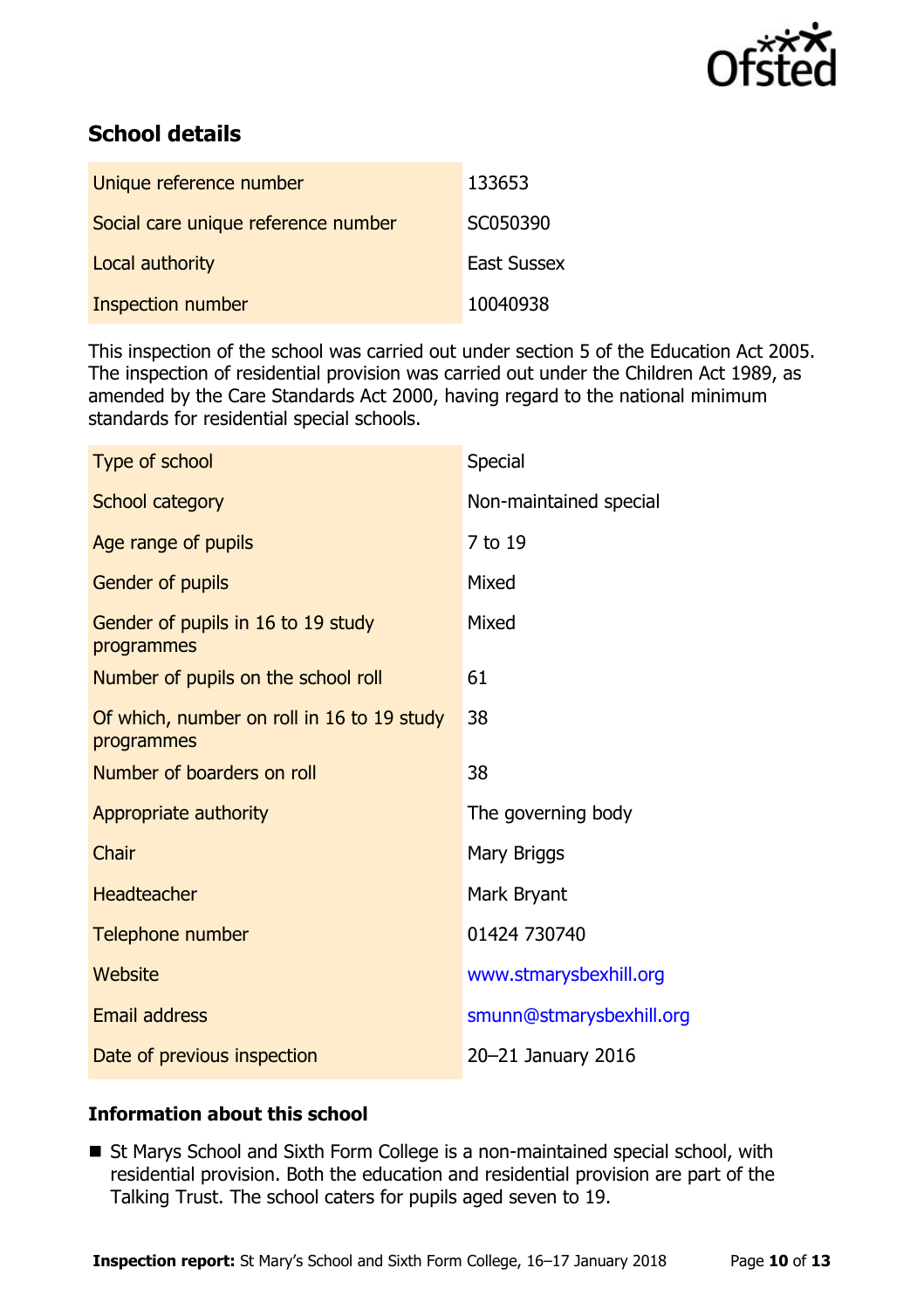## School details

| | |
|---|---|
| Unique reference number | 133653 |
| Social care unique reference number | SC050390 |
| Local authority | East Sussex |
| Inspection number | 10040938 |

This inspection of the school was carried out under section 5 of the Education Act 2005. The inspection of residential provision was carried out under the Children Act 1989, as amended by the Care Standards Act 2000, having regard to the national minimum standards for residential special schools.

| | |
|---|---|
| Type of school | Special |
| School category | Non-maintained special |
| Age range of pupils | 7 to 19 |
| Gender of pupils | Mixed |
| Gender of pupils in 16 to 19 study programmes | Mixed |
| Number of pupils on the school roll | 61 |
| Of which, number on roll in 16 to 19 study programmes | 38 |
| Number of boarders on roll | 38 |
| Appropriate authority | The governing body |
| Chair | Mary Briggs |
| Headteacher | Mark Bryant |
| Telephone number | 01424 730740 |
| Website | www.stmarysbexhill.org |
| Email address | smunn@stmarysbexhill.org |
| Date of previous inspection | 20–21 January 2016 |

### Information about this school

- St Marys School and Sixth Form College is a non-maintained special school, with residential provision. Both the education and residential provision are part of the Talking Trust. The school caters for pupils aged seven to 19.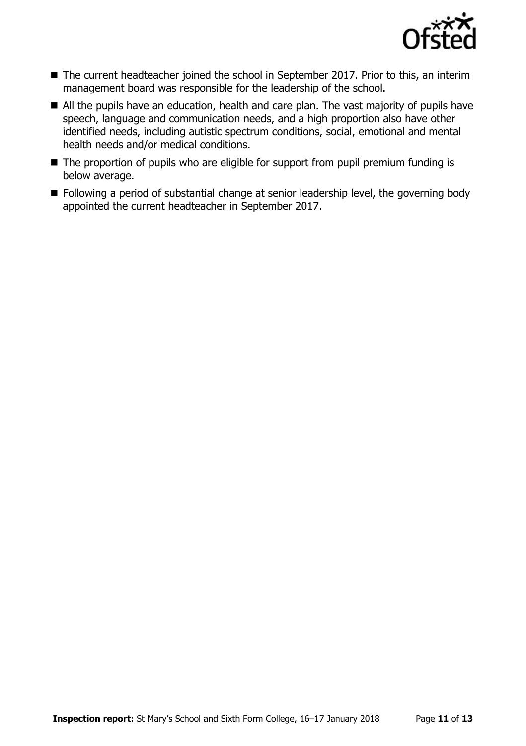- The current headteacher joined the school in September 2017. Prior to this, an interim management board was responsible for the leadership of the school.
- All the pupils have an education, health and care plan. The vast majority of pupils have speech, language and communication needs, and a high proportion also have other identified needs, including autistic spectrum conditions, social, emotional and mental health needs and/or medical conditions.
- The proportion of pupils who are eligible for support from pupil premium funding is below average.
- Following a period of substantial change at senior leadership level, the governing body appointed the current headteacher in September 2017.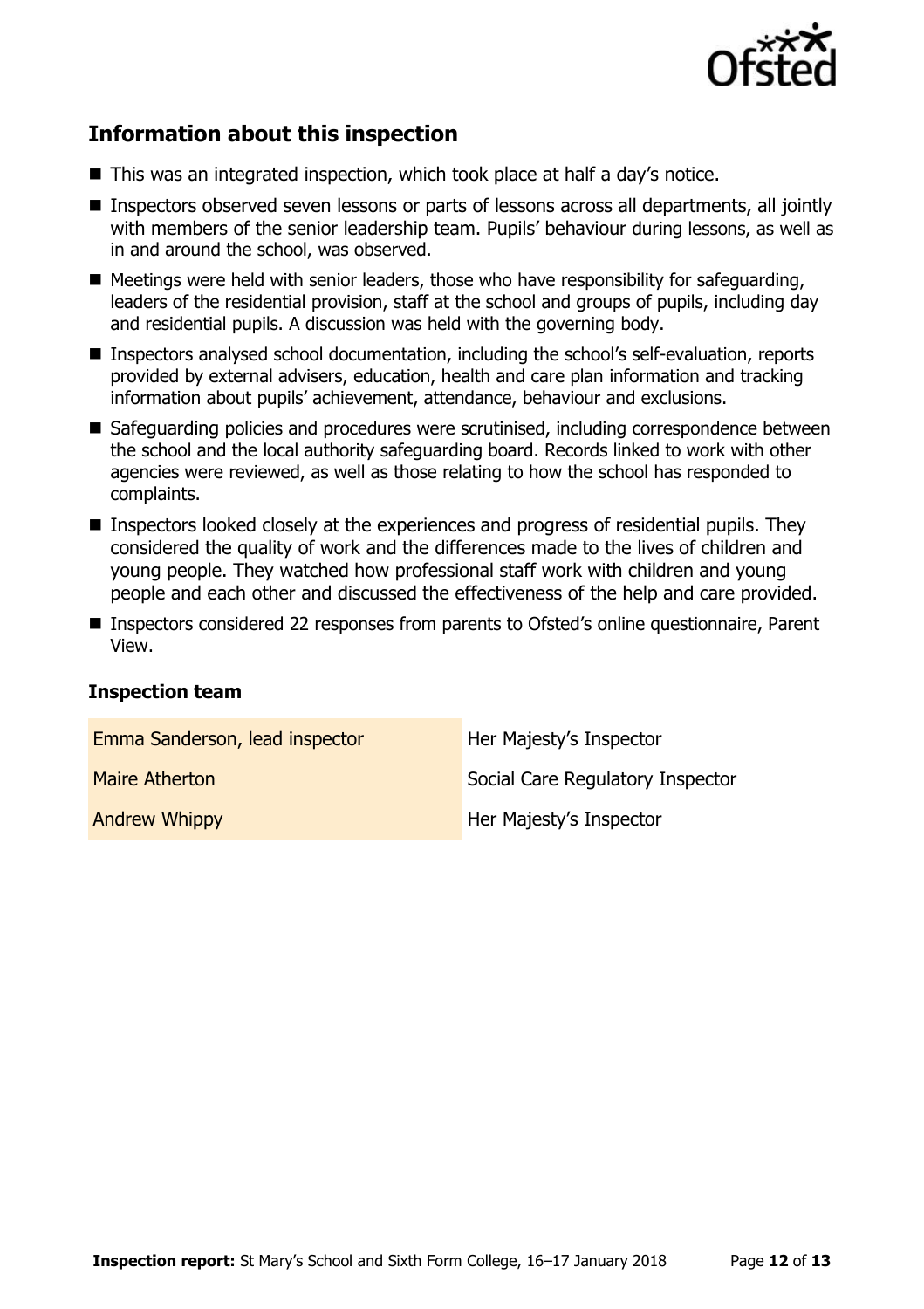## Information about this inspection

- This was an integrated inspection, which took place at half a day's notice.
- Inspectors observed seven lessons or parts of lessons across all departments, all jointly with members of the senior leadership team. Pupils' behaviour during lessons, as well as in and around the school, was observed.
- Meetings were held with senior leaders, those who have responsibility for safeguarding, leaders of the residential provision, staff at the school and groups of pupils, including day and residential pupils. A discussion was held with the governing body.
- Inspectors analysed school documentation, including the school's self-evaluation, reports provided by external advisers, education, health and care plan information and tracking information about pupils' achievement, attendance, behaviour and exclusions.
- Safeguarding policies and procedures were scrutinised, including correspondence between the school and the local authority safeguarding board. Records linked to work with other agencies were reviewed, as well as those relating to how the school has responded to complaints.
- Inspectors looked closely at the experiences and progress of residential pupils. They considered the quality of work and the differences made to the lives of children and young people. They watched how professional staff work with children and young people and each other and discussed the effectiveness of the help and care provided.
- Inspectors considered 22 responses from parents to Ofsted's online questionnaire, Parent View.

### Inspection team

| | |
|---|---|
| Emma Sanderson, lead inspector | Her Majesty's Inspector |
| Maire Atherton | Social Care Regulatory Inspector |
| Andrew Whippy | Her Majesty's Inspector |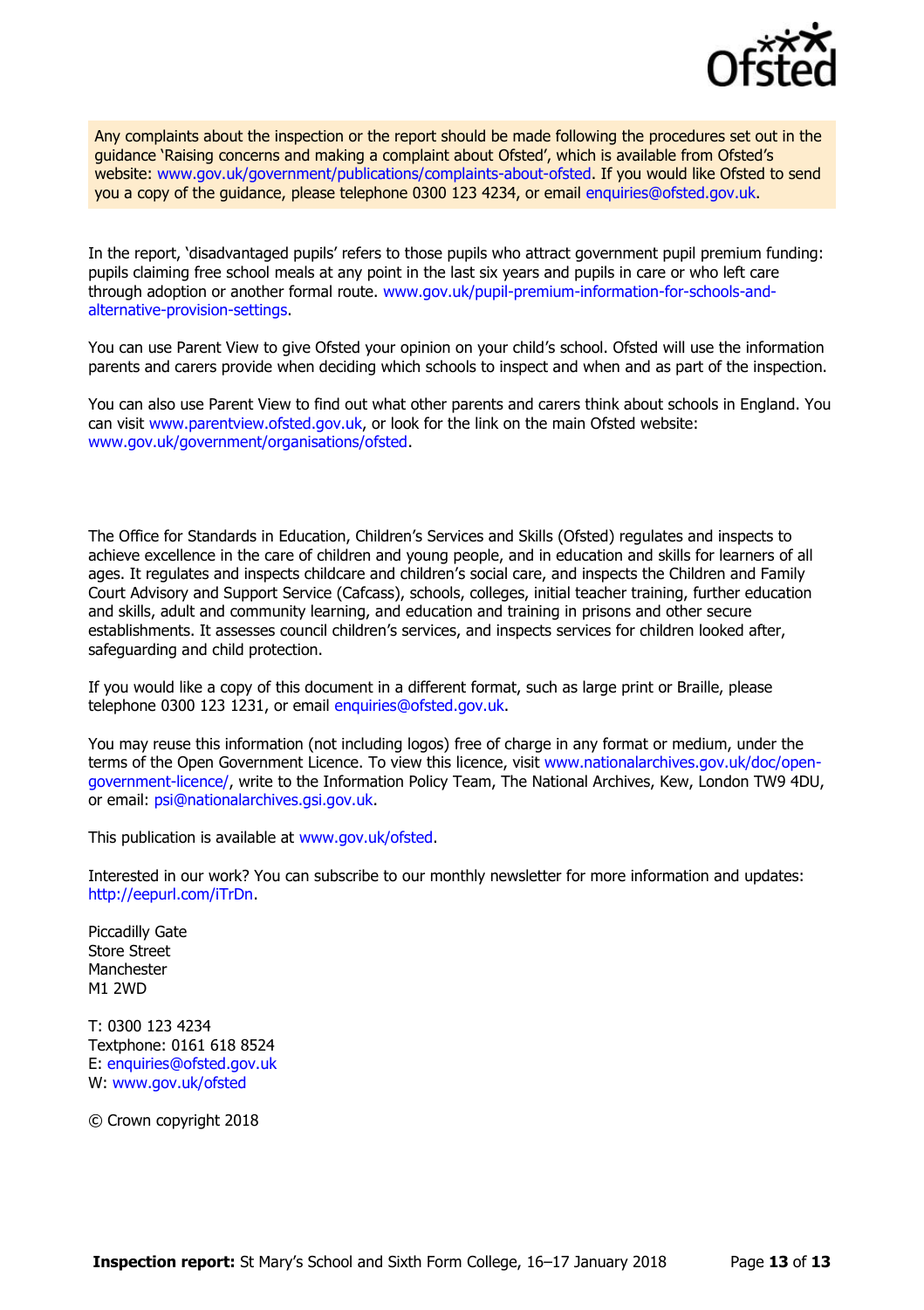Any complaints about the inspection or the report should be made following the procedures set out in the guidance 'Raising concerns and making a complaint about Ofsted', which is available from Ofsted's website: www.gov.uk/government/publications/complaints-about-ofsted. If you would like Ofsted to send you a copy of the guidance, please telephone 0300 123 4234, or email enquiries@ofsted.gov.uk.

In the report, 'disadvantaged pupils' refers to those pupils who attract government pupil premium funding: pupils claiming free school meals at any point in the last six years and pupils in care or who left care through adoption or another formal route. www.gov.uk/pupil-premium-information-for-schools-and-alternative-provision-settings.

You can use Parent View to give Ofsted your opinion on your child's school. Ofsted will use the information parents and carers provide when deciding which schools to inspect and when and as part of the inspection.

You can also use Parent View to find out what other parents and carers think about schools in England. You can visit www.parentview.ofsted.gov.uk, or look for the link on the main Ofsted website: www.gov.uk/government/organisations/ofsted.

The Office for Standards in Education, Children's Services and Skills (Ofsted) regulates and inspects to achieve excellence in the care of children and young people, and in education and skills for learners of all ages. It regulates and inspects childcare and children's social care, and inspects the Children and Family Court Advisory and Support Service (Cafcass), schools, colleges, initial teacher training, further education and skills, adult and community learning, and education and training in prisons and other secure establishments. It assesses council children's services, and inspects services for children looked after, safeguarding and child protection.

If you would like a copy of this document in a different format, such as large print or Braille, please telephone 0300 123 1231, or email enquiries@ofsted.gov.uk.

You may reuse this information (not including logos) free of charge in any format or medium, under the terms of the Open Government Licence. To view this licence, visit www.nationalarchives.gov.uk/doc/open-government-licence/, write to the Information Policy Team, The National Archives, Kew, London TW9 4DU, or email: psi@nationalarchives.gsi.gov.uk.

This publication is available at www.gov.uk/ofsted.

Interested in our work? You can subscribe to our monthly newsletter for more information and updates: http://eepurl.com/iTrDn.

Piccadilly Gate
Store Street
Manchester
M1 2WD

T: 0300 123 4234
Textphone: 0161 618 8524
E: enquiries@ofsted.gov.uk
W: www.gov.uk/ofsted

© Crown copyright 2018